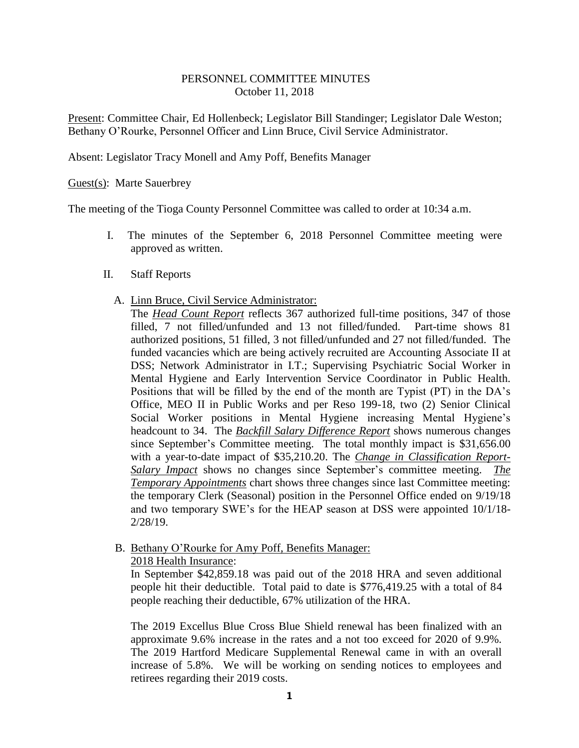PERSONNEL COMMITTEE MINUTES
October 11, 2018

Present: Committee Chair, Ed Hollenbeck; Legislator Bill Standinger; Legislator Dale Weston; Bethany O'Rourke, Personnel Officer and Linn Bruce, Civil Service Administrator.

Absent: Legislator Tracy Monell and Amy Poff, Benefits Manager

Guest(s): Marte Sauerbrey

The meeting of the Tioga County Personnel Committee was called to order at 10:34 a.m.

I. The minutes of the September 6, 2018 Personnel Committee meeting were approved as written.

II. Staff Reports

A. Linn Bruce, Civil Service Administrator:

The ***Head Count Report*** reflects 367 authorized full-time positions, 347 of those filled, 7 not filled/unfunded and 13 not filled/funded. Part-time shows 81 authorized positions, 51 filled, 3 not filled/unfunded and 27 not filled/funded. The funded vacancies which are being actively recruited are Accounting Associate II at DSS; Network Administrator in I.T.; Supervising Psychiatric Social Worker in Mental Hygiene and Early Intervention Service Coordinator in Public Health. Positions that will be filled by the end of the month are Typist (PT) in the DA's Office, MEO II in Public Works and per Reso 199-18, two (2) Senior Clinical Social Worker positions in Mental Hygiene increasing Mental Hygiene's headcount to 34. The ***Backfill Salary Difference Report*** shows numerous changes since September's Committee meeting. The total monthly impact is $31,656.00 with a year-to-date impact of $35,210.20. The ***Change in Classification Report-Salary Impact*** shows no changes since September's committee meeting. ***The Temporary Appointments*** chart shows three changes since last Committee meeting: the temporary Clerk (Seasonal) position in the Personnel Office ended on 9/19/18 and two temporary SWE's for the HEAP season at DSS were appointed 10/1/18-2/28/19.

B. Bethany O'Rourke for Amy Poff, Benefits Manager:

2018 Health Insurance:

In September $42,859.18 was paid out of the 2018 HRA and seven additional people hit their deductible. Total paid to date is $776,419.25 with a total of 84 people reaching their deductible, 67% utilization of the HRA.

The 2019 Excellus Blue Cross Blue Shield renewal has been finalized with an approximate 9.6% increase in the rates and a not too exceed for 2020 of 9.9%. The 2019 Hartford Medicare Supplemental Renewal came in with an overall increase of 5.8%. We will be working on sending notices to employees and retirees regarding their 2019 costs.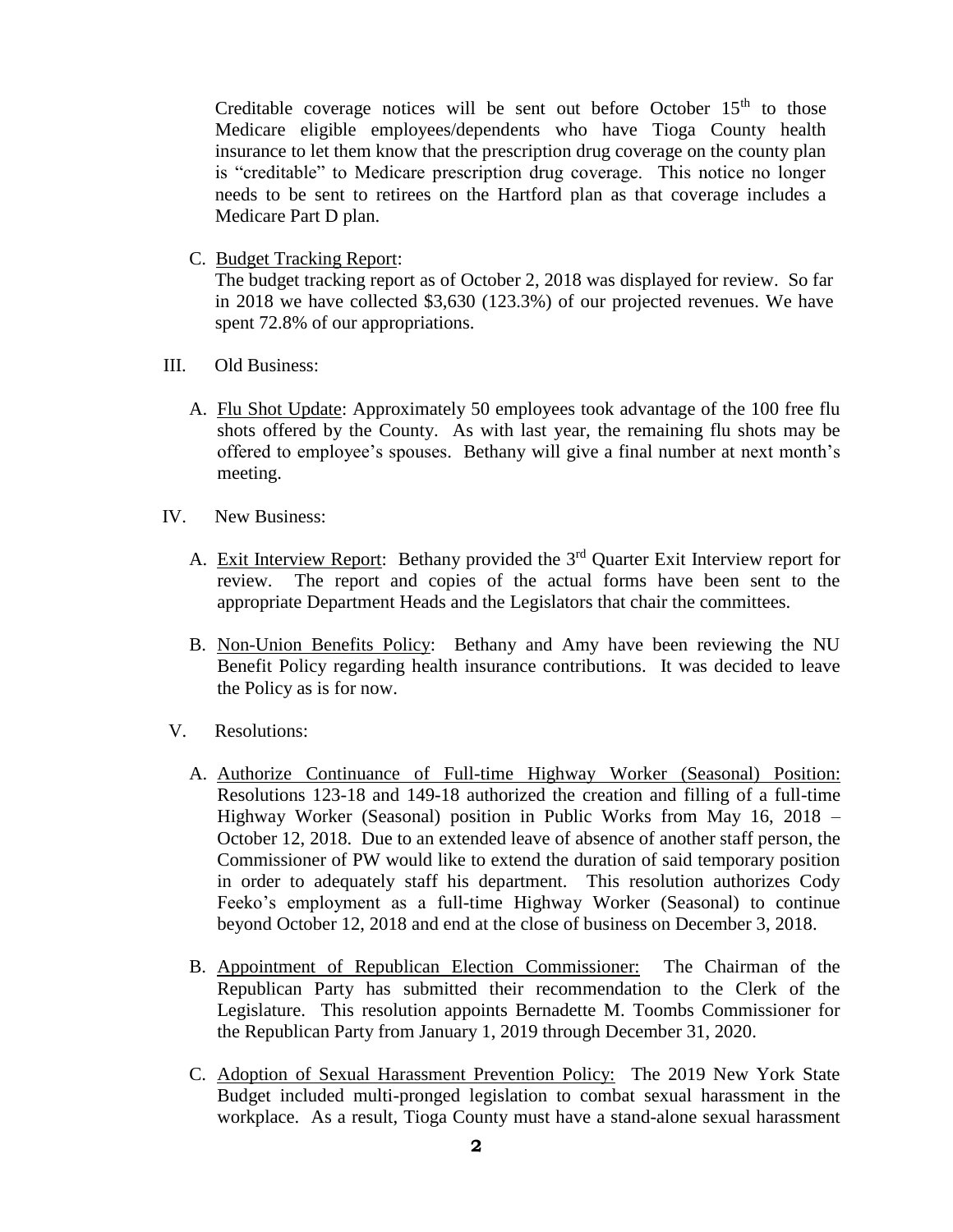Creditable coverage notices will be sent out before October 15th to those Medicare eligible employees/dependents who have Tioga County health insurance to let them know that the prescription drug coverage on the county plan is "creditable" to Medicare prescription drug coverage. This notice no longer needs to be sent to retirees on the Hartford plan as that coverage includes a Medicare Part D plan.

C. Budget Tracking Report:
The budget tracking report as of October 2, 2018 was displayed for review. So far in 2018 we have collected $3,630 (123.3%) of our projected revenues. We have spent 72.8% of our appropriations.

III. Old Business:

A. Flu Shot Update: Approximately 50 employees took advantage of the 100 free flu shots offered by the County. As with last year, the remaining flu shots may be offered to employee's spouses. Bethany will give a final number at next month's meeting.

IV. New Business:

A. Exit Interview Report: Bethany provided the 3rd Quarter Exit Interview report for review. The report and copies of the actual forms have been sent to the appropriate Department Heads and the Legislators that chair the committees.

B. Non-Union Benefits Policy: Bethany and Amy have been reviewing the NU Benefit Policy regarding health insurance contributions. It was decided to leave the Policy as is for now.

V. Resolutions:

A. Authorize Continuance of Full-time Highway Worker (Seasonal) Position: Resolutions 123-18 and 149-18 authorized the creation and filling of a full-time Highway Worker (Seasonal) position in Public Works from May 16, 2018 – October 12, 2018. Due to an extended leave of absence of another staff person, the Commissioner of PW would like to extend the duration of said temporary position in order to adequately staff his department. This resolution authorizes Cody Feeko's employment as a full-time Highway Worker (Seasonal) to continue beyond October 12, 2018 and end at the close of business on December 3, 2018.

B. Appointment of Republican Election Commissioner: The Chairman of the Republican Party has submitted their recommendation to the Clerk of the Legislature. This resolution appoints Bernadette M. Toombs Commissioner for the Republican Party from January 1, 2019 through December 31, 2020.

C. Adoption of Sexual Harassment Prevention Policy: The 2019 New York State Budget included multi-pronged legislation to combat sexual harassment in the workplace. As a result, Tioga County must have a stand-alone sexual harassment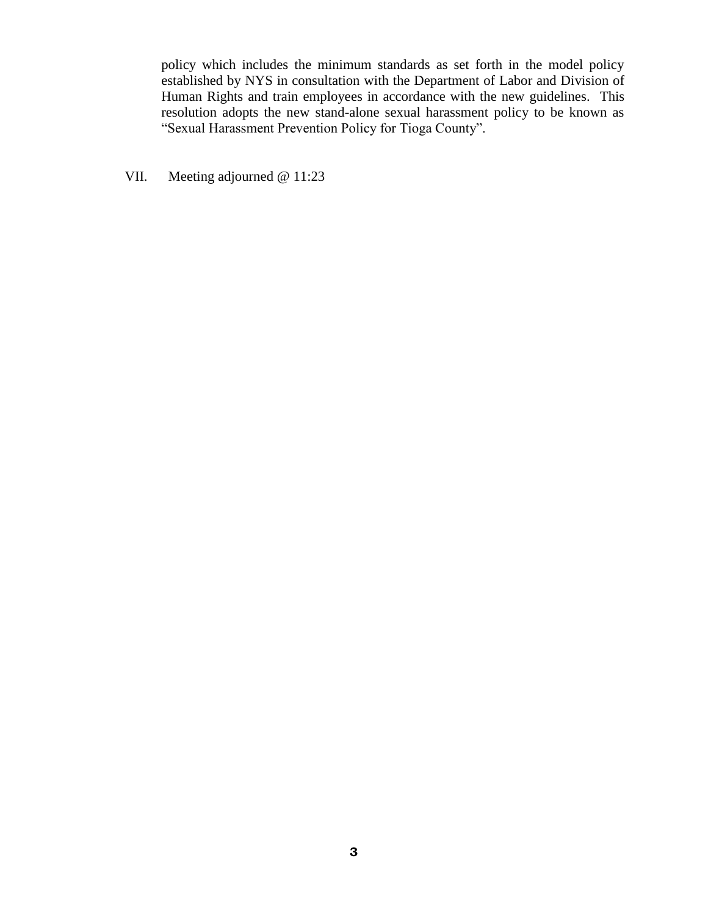policy which includes the minimum standards as set forth in the model policy established by NYS in consultation with the Department of Labor and Division of Human Rights and train employees in accordance with the new guidelines. This resolution adopts the new stand-alone sexual harassment policy to be known as "Sexual Harassment Prevention Policy for Tioga County".

VII. Meeting adjourned @ 11:23